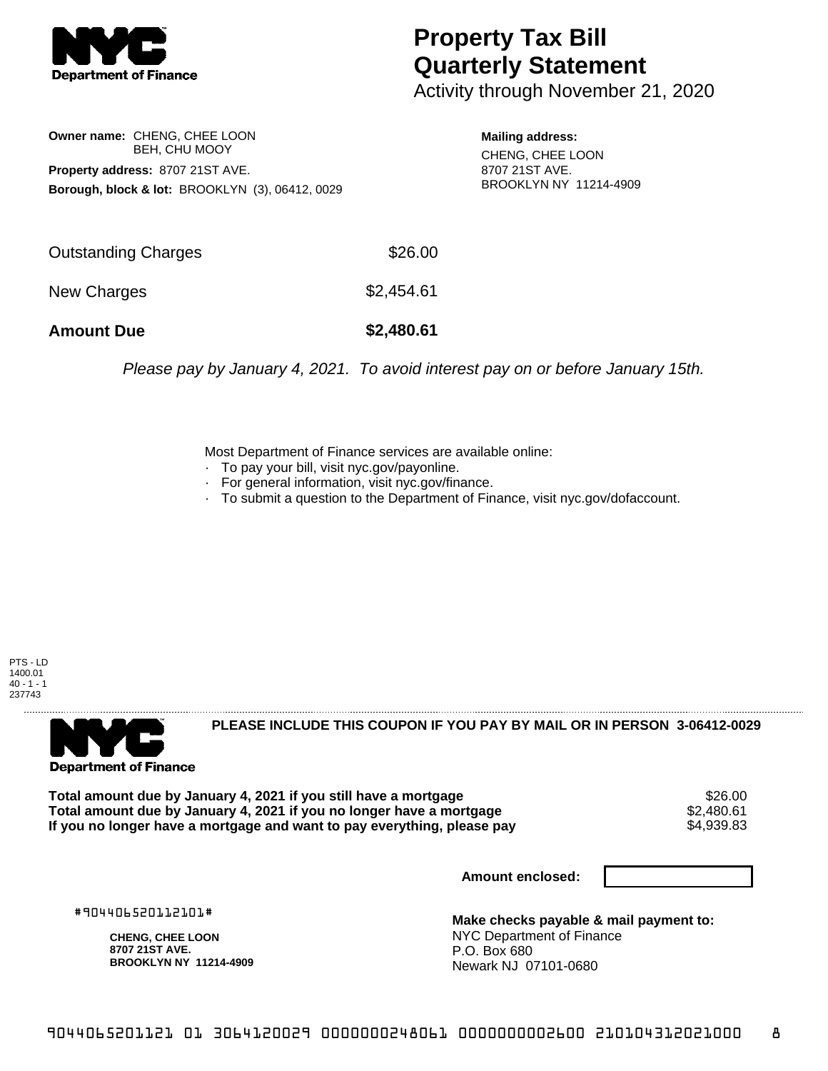# Property Tax Bill Quarterly Statement

Activity through November 21, 2020

**Owner name:** CHENG, CHEE LOON
BEH, CHU MOOY

**Property address:** 8707 21ST AVE.

**Borough, block & lot:** BROOKLYN (3), 06412, 0029

**Mailing address:**
CHENG, CHEE LOON
8707 21ST AVE.
BROOKLYN NY 11214-4909

| | |
|---|---|
| Outstanding Charges | $26.00 |
| New Charges | $2,454.61 |
| **Amount Due** | **$2,480.61** |

*Please pay by January 4, 2021. To avoid interest pay on or before January 15th.*

Most Department of Finance services are available online:

- To pay your bill, visit nyc.gov/payonline.
- For general information, visit nyc.gov/finance.
- To submit a question to the Department of Finance, visit nyc.gov/dofaccount.

PTS - LD
1400.01
40 - 1 - 1
237743

**PLEASE INCLUDE THIS COUPON IF YOU PAY BY MAIL OR IN PERSON 3-06412-0029**

| | |
|---|---|
| **Total amount due by January 4, 2021 if you still have a mortgage** | $26.00 |
| **Total amount due by January 4, 2021 if you no longer have a mortgage** | $2,480.61 |
| **If you no longer have a mortgage and want to pay everything, please pay** | $4,939.83 |

**Amount enclosed:**

#904406520112101#

**CHENG, CHEE LOON**
**8707 21ST AVE.**
**BROOKLYN NY 11214-4909**

**Make checks payable & mail payment to:**
NYC Department of Finance
P.O. Box 680
Newark NJ 07101-0680

9044065201121 01 3064120029 0000000248061 0000000002600 210104312021000 8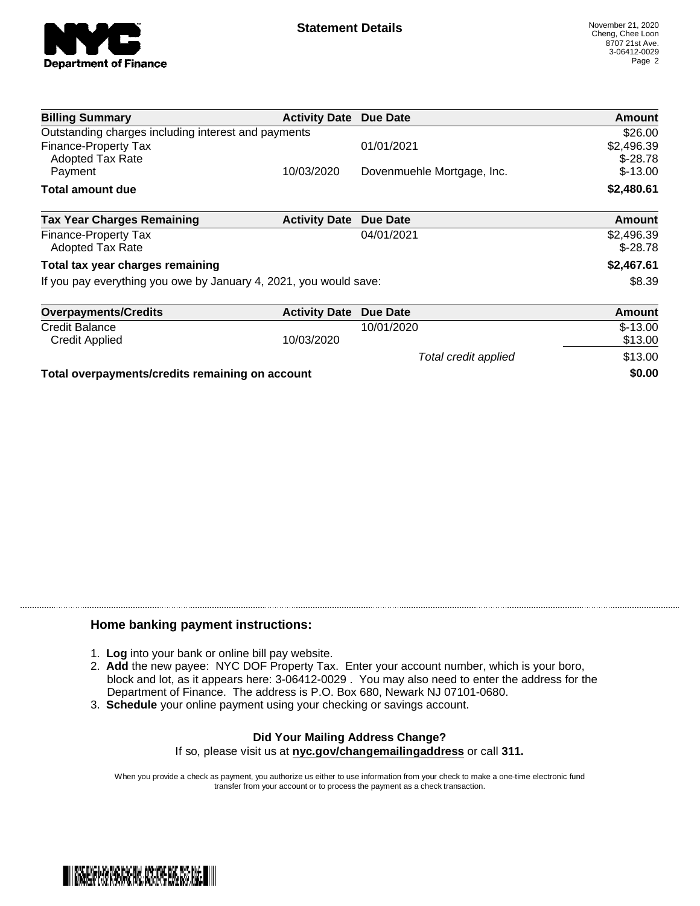# Statement Details

November 21, 2020
Cheng, Chee Loon
8707 21st Ave.
3-06412-0029

| Billing Summary | Activity Date | Due Date | Amount |
|---|---|---|---|
| Outstanding charges including interest and payments | | | $26.00 |
| Finance-Property Tax | | 01/01/2021 | $2,496.39 |
| Adopted Tax Rate | | | $-28.78 |
| Payment | 10/03/2020 | Dovenmuehle Mortgage, Inc. | $-13.00 |
| **Total amount due** | | | **$2,480.61** |

| Tax Year Charges Remaining | Activity Date | Due Date | Amount |
|---|---|---|---|
| Finance-Property Tax | | 04/01/2021 | $2,496.39 |
| Adopted Tax Rate | | | $-28.78 |
| **Total tax year charges remaining** | | | **$2,467.61** |
| If you pay everything you owe by January 4, 2021, you would save: | | | $8.39 |

| Overpayments/Credits | Activity Date | Due Date | Amount |
|---|---|---|---|
| Credit Balance | | 10/01/2020 | $-13.00 |
| Credit Applied | 10/03/2020 | | $13.00 |
| | | *Total credit applied* | $13.00 |
| **Total overpayments/credits remaining on account** | | | **$0.00** |

### Home banking payment instructions:

1. **Log** into your bank or online bill pay website.
2. **Add** the new payee: NYC DOF Property Tax. Enter your account number, which is your boro, block and lot, as it appears here: 3-06412-0029 . You may also need to enter the address for the Department of Finance. The address is P.O. Box 680, Newark NJ 07101-0680.
3. **Schedule** your online payment using your checking or savings account.

**Did Your Mailing Address Change?**

If so, please visit us at **nyc.gov/changemailingaddress** or call **311.**

When you provide a check as payment, you authorize us either to use information from your check to make a one-time electronic fund transfer from your account or to process the payment as a check transaction.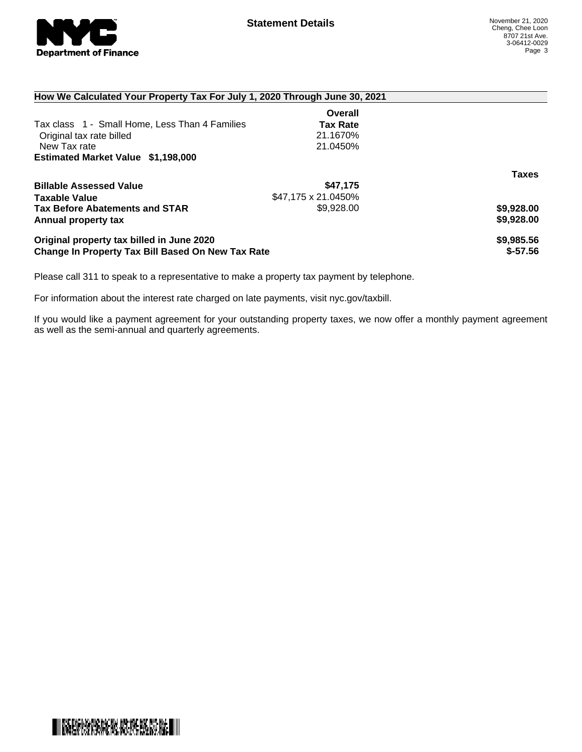## How We Calculated Your Property Tax For July 1, 2020 Through June 30, 2021

| | Overall Tax Rate | Taxes |
|---|---|---|
| Tax class 1 - Small Home, Less Than 4 Families | | |
| Original tax rate billed | 21.1670% | |
| New Tax rate | 21.0450% | |
| **Estimated Market Value $1,198,000** | | |
| **Billable Assessed Value** | **$47,175** | |
| **Taxable Value** | $47,175 x 21.0450% | |
| **Tax Before Abatements and STAR** | $9,928.00 | **$9,928.00** |
| **Annual property tax** | | **$9,928.00** |
| **Original property tax billed in June 2020** | | **$9,985.56** |
| **Change In Property Tax Bill Based On New Tax Rate** | | **$-57.56** |

Please call 311 to speak to a representative to make a property tax payment by telephone.

For information about the interest rate charged on late payments, visit nyc.gov/taxbill.

If you would like a payment agreement for your outstanding property taxes, we now offer a monthly payment agreement as well as the semi-annual and quarterly agreements.